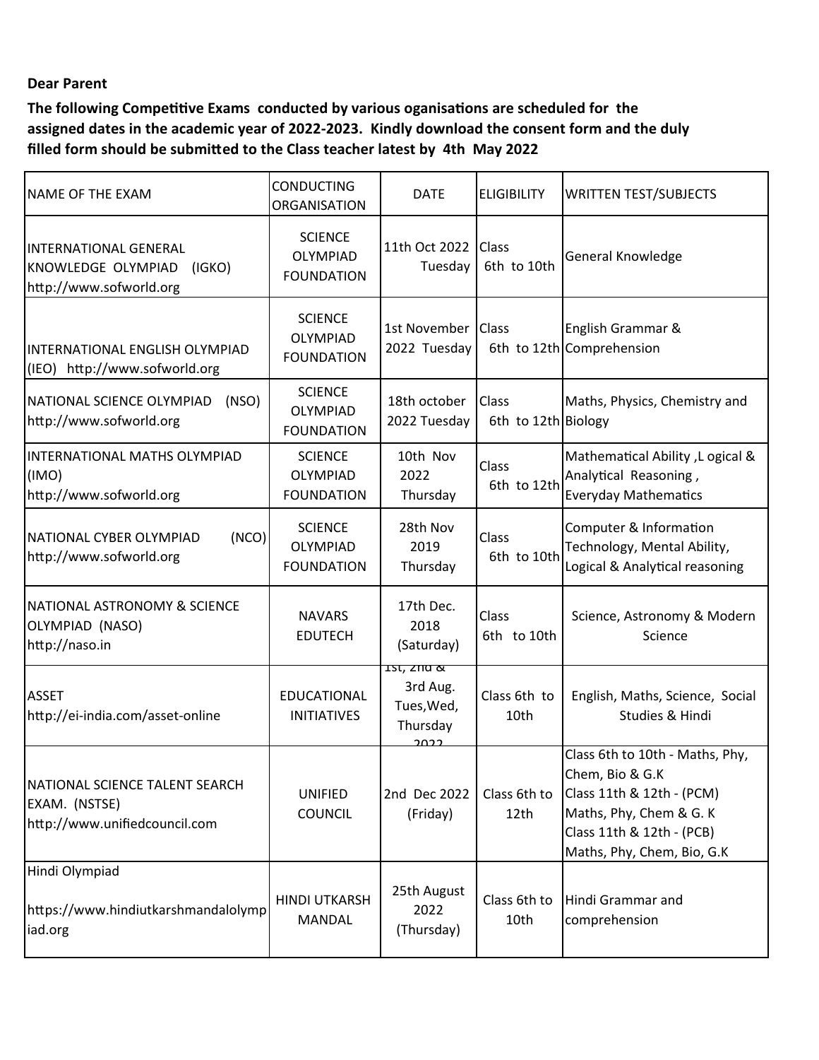**Dear Parent**

**The following Competitive Exams conducted by various oganisations are scheduled for the assigned dates in the academic year of 2022-2023. Kindly download the consent form and the duly filled form should be submitted to the Class teacher latest by 4th May 2022**

| NAME OF THE EXAM | CONDUCTING ORGANISATION | DATE | ELIGIBILITY | WRITTEN TEST/SUBJECTS |
|---|---|---|---|---|
| INTERNATIONAL GENERAL KNOWLEDGE OLYMPIAD (IGKO) http://www.sofworld.org | SCIENCE OLYMPIAD FOUNDATION | 11th Oct 2022 Tuesday | Class 6th to 10th | General Knowledge |
| INTERNATIONAL ENGLISH OLYMPIAD (IEO) http://www.sofworld.org | SCIENCE OLYMPIAD FOUNDATION | 1st November 2022 Tuesday | Class 6th to 12th | English Grammar & Comprehension |
| NATIONAL SCIENCE OLYMPIAD (NSO) http://www.sofworld.org | SCIENCE OLYMPIAD FOUNDATION | 18th october 2022 Tuesday | Class 6th to 12th | Maths, Physics, Chemistry and Biology |
| INTERNATIONAL MATHS OLYMPIAD (IMO) http://www.sofworld.org | SCIENCE OLYMPIAD FOUNDATION | 10th Nov 2022 Thursday | Class 6th to 12th | Mathematical Ability ,L ogical & Analytical Reasoning , Everyday Mathematics |
| NATIONAL CYBER OLYMPIAD (NCO) http://www.sofworld.org | SCIENCE OLYMPIAD FOUNDATION | 28th Nov 2019 Thursday | Class 6th to 10th | Computer & Information Technology, Mental Ability, Logical & Analytical reasoning |
| NATIONAL ASTRONOMY & SCIENCE OLYMPIAD (NASO) http://naso.in | NAVARS EDUTECH | 17th Dec. 2018 (Saturday) | Class 6th to 10th | Science, Astronomy & Modern Science |
| ASSET http://ei-india.com/asset-online | EDUCATIONAL INITIATIVES | 1st, 2nd & 3rd Aug. Tues,Wed, Thursday 2022 | Class 6th to 10th | English, Maths, Science, Social Studies & Hindi |
| NATIONAL SCIENCE TALENT SEARCH EXAM. (NSTSE) http://www.unifiedcouncil.com | UNIFIED COUNCIL | 2nd Dec 2022 (Friday) | Class 6th to 12th | Class 6th to 10th - Maths, Phy, Chem, Bio & G.K Class 11th & 12th - (PCM) Maths, Phy, Chem & G. K Class 11th & 12th - (PCB) Maths, Phy, Chem, Bio, G.K |
| Hindi Olympiad https://www.hindiutkarshmandalolympiad.org | HINDI UTKARSH MANDAL | 25th August 2022 (Thursday) | Class 6th to 10th | Hindi Grammar and comprehension |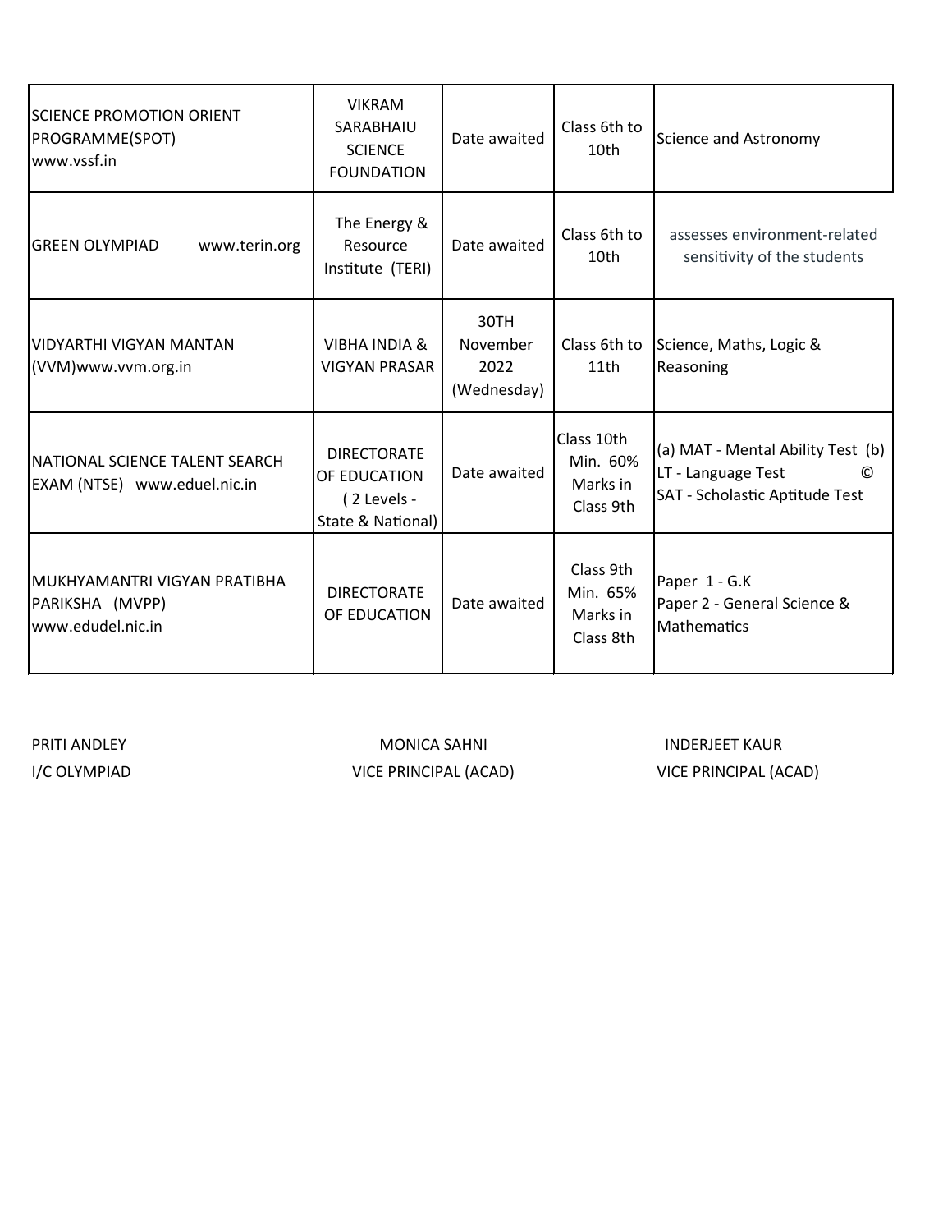| | | | | |
|---|---|---|---|---|
| SCIENCE PROMOTION ORIENT PROGRAMME(SPOT) www.vssf.in | VIKRAM SARABHAIU SCIENCE FOUNDATION | Date awaited | Class 6th to 10th | Science and Astronomy |
| GREEN OLYMPIAD www.terin.org | The Energy & Resource Institute (TERI) | Date awaited | Class 6th to 10th | assesses environment-related sensitivity of the students |
| VIDYARTHI VIGYAN MANTAN (VVM)www.vvm.org.in | VIBHA INDIA & VIGYAN PRASAR | 30TH November 2022 (Wednesday) | Class 6th to 11th | Science, Maths, Logic & Reasoning |
| NATIONAL SCIENCE TALENT SEARCH EXAM (NTSE) www.eduel.nic.in | DIRECTORATE OF EDUCATION ( 2 Levels - State & National) | Date awaited | Class 10th Min. 60% Marks in Class 9th | (a) MAT - Mental Ability Test (b) LT - Language Test © SAT - Scholastic Aptitude Test |
| MUKHYAMANTRI VIGYAN PRATIBHA PARIKSHA (MVPP) www.edudel.nic.in | DIRECTORATE OF EDUCATION | Date awaited | Class 9th Min. 65% Marks in Class 8th | Paper 1 - G.K<br>Paper 2 - General Science & Mathematics |

PRITI ANDLEY
I/C OLYMPIAD

MONICA SAHNI
VICE PRINCIPAL (ACAD)

INDERJEET KAUR
VICE PRINCIPAL (ACAD)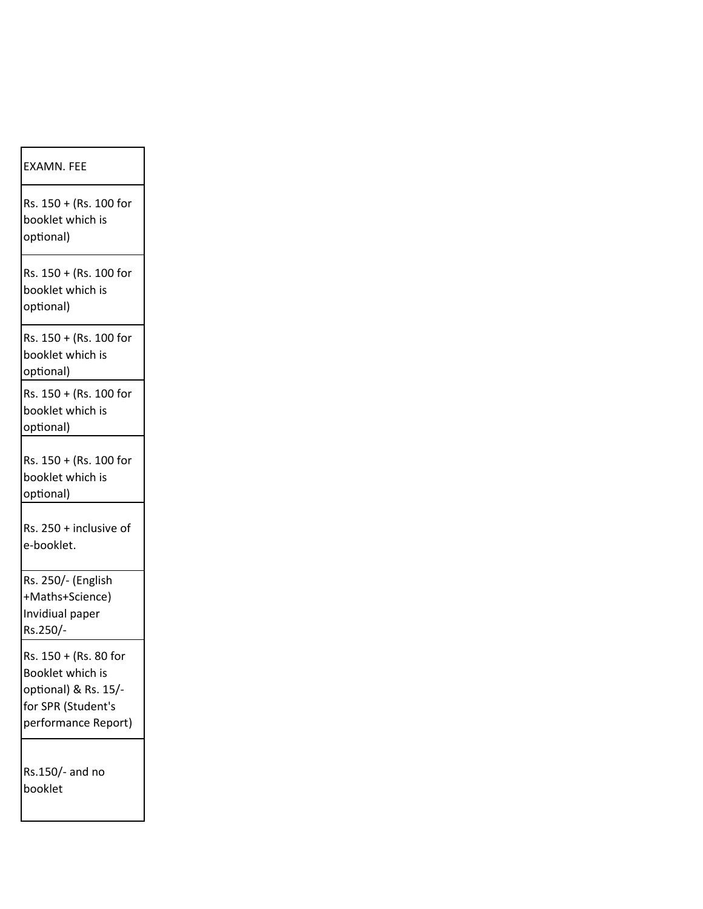| EXAMN. FEE |
| --- |
| Rs. 150 + (Rs. 100 for booklet which is optional) |
| Rs. 150 + (Rs. 100 for booklet which is optional) |
| Rs. 150 + (Rs. 100 for booklet which is optional) |
| Rs. 150 + (Rs. 100 for booklet which is optional) |
| Rs. 150 + (Rs. 100 for booklet which is optional) |
| Rs. 250 + inclusive of e-booklet. |
| Rs. 250/- (English +Maths+Science) Invidiual paper Rs.250/- |
| Rs. 150 + (Rs. 80 for Booklet which is optional) & Rs. 15/- for SPR (Student's performance Report) |
| Rs.150/- and no booklet |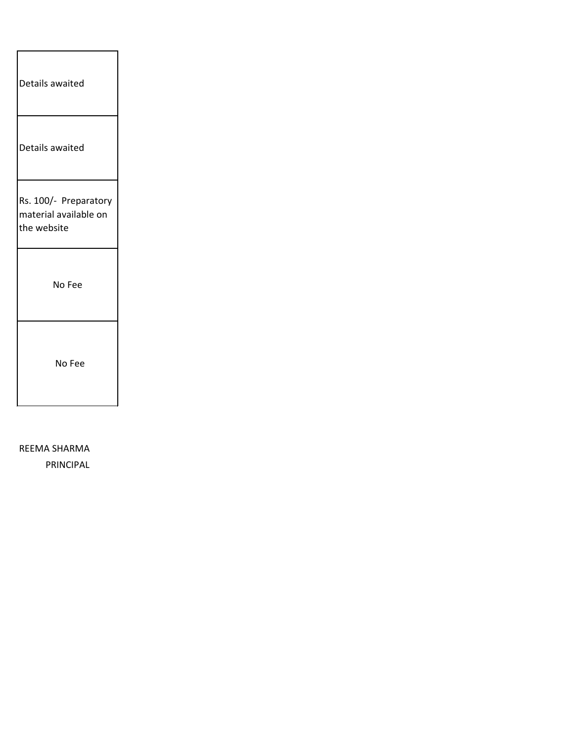| |
|---|
| Details awaited |
| Details awaited |
| Rs. 100/- Preparatory material available on the website |
| No Fee |
| No Fee |

REEMA SHARMA
PRINCIPAL